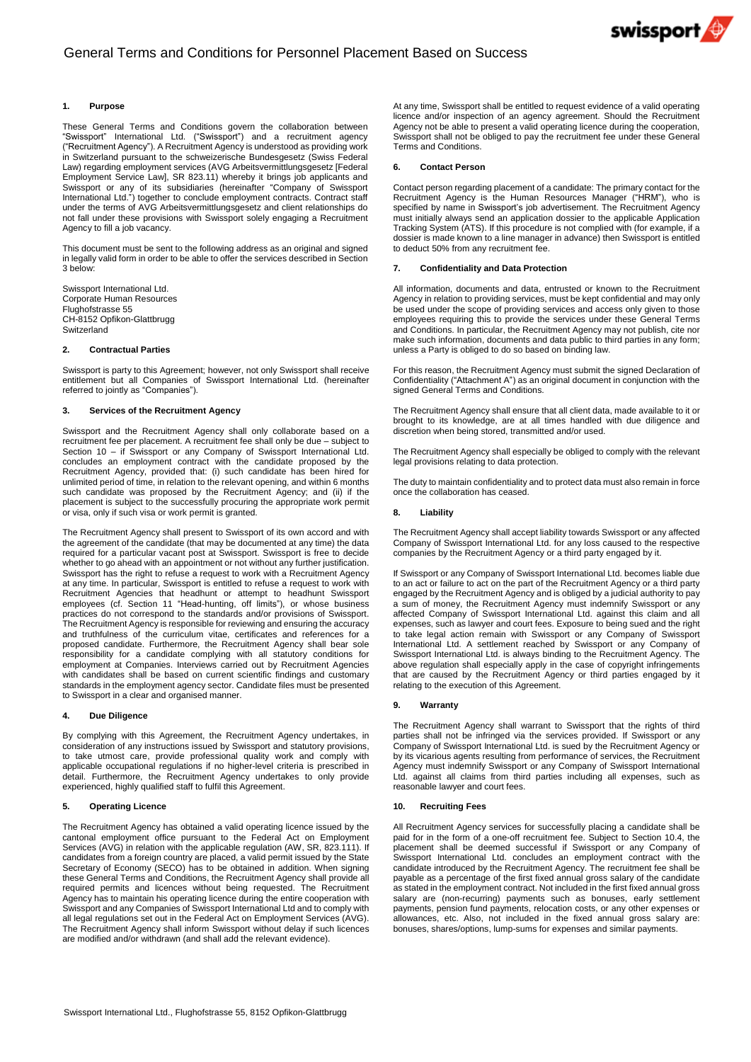# General Terms and Conditions for Personnel Placement Based on Success

## 1. Purpose

These General Terms and Conditions govern the collaboration between "Swissport" International Ltd. ("Swissport") and a recruitment agency ("Recruitment Agency"). A Recruitment Agency is understood as providing work in Switzerland pursuant to the schweizerische Bundesgesetz (Swiss Federal Law) regarding employment services (AVG Arbeitsvermittlungsgesetz [Federal Employment Service Law], SR 823.11) whereby it brings job applicants and Swissport or any of its subsidiaries (hereinafter "Company of Swissport International Ltd.") together to conclude employment contracts. Contract staff under the terms of AVG Arbeitsvermittlungsgesetz and client relationships do not fall under these provisions with Swissport solely engaging a Recruitment Agency to fill a job vacancy.

This document must be sent to the following address as an original and signed in legally valid form in order to be able to offer the services described in Section 3 below:

Swissport International Ltd.
Corporate Human Resources
Flughofstrasse 55
CH-8152 Opfikon-Glattbrugg
Switzerland

## 2. Contractual Parties

Swissport is party to this Agreement; however, not only Swissport shall receive entitlement but all Companies of Swissport International Ltd. (hereinafter referred to jointly as "Companies").

## 3. Services of the Recruitment Agency

Swissport and the Recruitment Agency shall only collaborate based on a recruitment fee per placement. A recruitment fee shall only be due – subject to Section 10 – if Swissport or any Company of Swissport International Ltd. concludes an employment contract with the candidate proposed by the Recruitment Agency, provided that: (i) such candidate has been hired for unlimited period of time, in relation to the relevant opening, and within 6 months such candidate was proposed by the Recruitment Agency; and (ii) if the placement is subject to the successfully procuring the appropriate work permit or visa, only if such visa or work permit is granted.

The Recruitment Agency shall present to Swissport of its own accord and with the agreement of the candidate (that may be documented at any time) the data required for a particular vacant post at Swissport. Swissport is free to decide whether to go ahead with an appointment or not without any further justification. Swissport has the right to refuse a request to work with a Recruitment Agency at any time. In particular, Swissport is entitled to refuse a request to work with Recruitment Agencies that headhunt or attempt to headhunt Swissport employees (cf. Section 11 "Head-hunting, off limits"), or whose business practices do not correspond to the standards and/or provisions of Swissport. The Recruitment Agency is responsible for reviewing and ensuring the accuracy and truthfulness of the curriculum vitae, certificates and references for a proposed candidate. Furthermore, the Recruitment Agency shall bear sole responsibility for a candidate complying with all statutory conditions for employment at Companies. Interviews carried out by Recruitment Agencies with candidates shall be based on current scientific findings and customary standards in the employment agency sector. Candidate files must be presented to Swissport in a clear and organised manner.

## 4. Due Diligence

By complying with this Agreement, the Recruitment Agency undertakes, in consideration of any instructions issued by Swissport and statutory provisions, to take utmost care, provide professional quality work and comply with applicable occupational regulations if no higher-level criteria is prescribed in detail. Furthermore, the Recruitment Agency undertakes to only provide experienced, highly qualified staff to fulfil this Agreement.

## 5. Operating Licence

The Recruitment Agency has obtained a valid operating licence issued by the cantonal employment office pursuant to the Federal Act on Employment Services (AVG) in relation with the applicable regulation (AW, SR, 823.111). If candidates from a foreign country are placed, a valid permit issued by the State Secretary of Economy (SECO) has to be obtained in addition. When signing these General Terms and Conditions, the Recruitment Agency shall provide all required permits and licences without being requested. The Recruitment Agency has to maintain his operating licence during the entire cooperation with Swissport and any Companies of Swissport International Ltd and to comply with all legal regulations set out in the Federal Act on Employment Services (AVG). The Recruitment Agency shall inform Swissport without delay if such licences are modified and/or withdrawn (and shall add the relevant evidence).

At any time, Swissport shall be entitled to request evidence of a valid operating licence and/or inspection of an agency agreement. Should the Recruitment Agency not be able to present a valid operating licence during the cooperation, Swissport shall not be obliged to pay the recruitment fee under these General Terms and Conditions.

## 6. Contact Person

Contact person regarding placement of a candidate: The primary contact for the Recruitment Agency is the Human Resources Manager ("HRM"), who is specified by name in Swissport's job advertisement. The Recruitment Agency must initially always send an application dossier to the applicable Application Tracking System (ATS). If this procedure is not complied with (for example, if a dossier is made known to a line manager in advance) then Swissport is entitled to deduct 50% from any recruitment fee.

## 7. Confidentiality and Data Protection

All information, documents and data, entrusted or known to the Recruitment Agency in relation to providing services, must be kept confidential and may only be used under the scope of providing services and access only given to those employees requiring this to provide the services under these General Terms and Conditions. In particular, the Recruitment Agency may not publish, cite nor make such information, documents and data public to third parties in any form; unless a Party is obliged to do so based on binding law.

For this reason, the Recruitment Agency must submit the signed Declaration of Confidentiality ("Attachment A") as an original document in conjunction with the signed General Terms and Conditions.

The Recruitment Agency shall ensure that all client data, made available to it or brought to its knowledge, are at all times handled with due diligence and discretion when being stored, transmitted and/or used.

The Recruitment Agency shall especially be obliged to comply with the relevant legal provisions relating to data protection.

The duty to maintain confidentiality and to protect data must also remain in force once the collaboration has ceased.

## 8. Liability

The Recruitment Agency shall accept liability towards Swissport or any affected Company of Swissport International Ltd. for any loss caused to the respective companies by the Recruitment Agency or a third party engaged by it.

If Swissport or any Company of Swissport International Ltd. becomes liable due to an act or failure to act on the part of the Recruitment Agency or a third party engaged by the Recruitment Agency and is obliged by a judicial authority to pay a sum of money, the Recruitment Agency must indemnify Swissport or any affected Company of Swissport International Ltd. against this claim and all expenses, such as lawyer and court fees. Exposure to being sued and the right to take legal action remain with Swissport or any Company of Swissport International Ltd. A settlement reached by Swissport or any Company of Swissport International Ltd. is always binding to the Recruitment Agency. The above regulation shall especially apply in the case of copyright infringements that are caused by the Recruitment Agency or third parties engaged by it relating to the execution of this Agreement.

## 9. Warranty

The Recruitment Agency shall warrant to Swissport that the rights of third parties shall not be infringed via the services provided. If Swissport or any Company of Swissport International Ltd. is sued by the Recruitment Agency or by its vicarious agents resulting from performance of services, the Recruitment Agency must indemnify Swissport or any Company of Swissport International Ltd. against all claims from third parties including all expenses, such as reasonable lawyer and court fees.

## 10. Recruiting Fees

All Recruitment Agency services for successfully placing a candidate shall be paid for in the form of a one-off recruitment fee. Subject to Section 10.4, the placement shall be deemed successful if Swissport or any Company of Swissport International Ltd. concludes an employment contract with the candidate introduced by the Recruitment Agency. The recruitment fee shall be payable as a percentage of the first fixed annual gross salary of the candidate as stated in the employment contract. Not included in the first fixed annual gross salary are (non-recurring) payments such as bonuses, early settlement payments, pension fund payments, relocation costs, or any other expenses or allowances, etc. Also, not included in the fixed annual gross salary are: bonuses, shares/options, lump-sums for expenses and similar payments.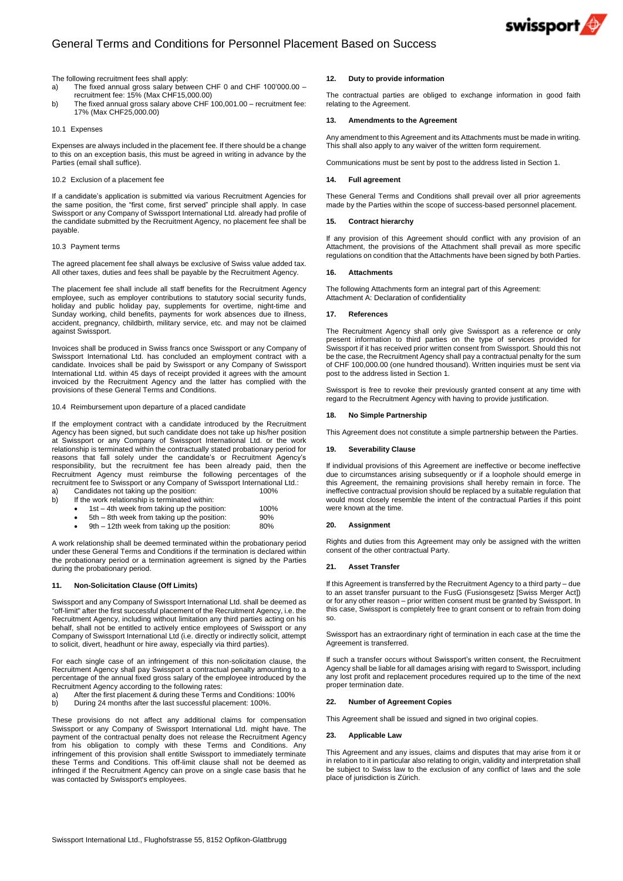The following recruitment fees shall apply:

a) The fixed annual gross salary between CHF 0 and CHF 100'000.00 – recruitment fee: 15% (Max CHF15,000.00)
b) The fixed annual gross salary above CHF 100,001.00 – recruitment fee: 17% (Max CHF25,000.00)

10.1 Expenses

Expenses are always included in the placement fee. If there should be a change to this on an exception basis, this must be agreed in writing in advance by the Parties (email shall suffice).

10.2 Exclusion of a placement fee

If a candidate's application is submitted via various Recruitment Agencies for the same position, the "first come, first served" principle shall apply. In case Swissport or any Company of Swissport International Ltd. already had profile of the candidate submitted by the Recruitment Agency, no placement fee shall be payable.

10.3 Payment terms

The agreed placement fee shall always be exclusive of Swiss value added tax. All other taxes, duties and fees shall be payable by the Recruitment Agency.

The placement fee shall include all staff benefits for the Recruitment Agency employee, such as employer contributions to statutory social security funds, holiday and public holiday pay, supplements for overtime, night-time and Sunday working, child benefits, payments for work absences due to illness, accident, pregnancy, childbirth, military service, etc. and may not be claimed against Swissport.

Invoices shall be produced in Swiss francs once Swissport or any Company of Swissport International Ltd. has concluded an employment contract with a candidate. Invoices shall be paid by Swissport or any Company of Swissport International Ltd. within 45 days of receipt provided it agrees with the amount invoiced by the Recruitment Agency and the latter has complied with the provisions of these General Terms and Conditions.

10.4 Reimbursement upon departure of a placed candidate

If the employment contract with a candidate introduced by the Recruitment Agency has been signed, but such candidate does not take up his/her position at Swissport or any Company of Swissport International Ltd. or the work relationship is terminated within the contractually stated probationary period for reasons that fall solely under the candidate's or Recruitment Agency's responsibility, but the recruitment fee has been already paid, then the Recruitment Agency must reimburse the following percentages of the recruitment fee to Swissport or any Company of Swissport International Ltd.:

a) Candidates not taking up the position: 100%
b) If the work relationship is terminated within:
   - 1st – 4th week from taking up the position: 100%
   - 5th – 8th week from taking up the position: 90%
   - 9th – 12th week from taking up the position: 80%

A work relationship shall be deemed terminated within the probationary period under these General Terms and Conditions if the termination is declared within the probationary period or a termination agreement is signed by the Parties during the probationary period.

## 11. Non-Solicitation Clause (Off Limits)

Swissport and any Company of Swissport International Ltd. shall be deemed as "off-limit" after the first successful placement of the Recruitment Agency, i.e. the Recruitment Agency, including without limitation any third parties acting on his behalf, shall not be entitled to actively entice employees of Swissport or any Company of Swissport International Ltd (i.e. directly or indirectly solicit, attempt to solicit, divert, headhunt or hire away, especially via third parties).

For each single case of an infringement of this non-solicitation clause, the Recruitment Agency shall pay Swissport a contractual penalty amounting to a percentage of the annual fixed gross salary of the employee introduced by the Recruitment Agency according to the following rates:

a) After the first placement & during these Terms and Conditions: 100%
b) During 24 months after the last successful placement: 100%.

These provisions do not affect any additional claims for compensation Swissport or any Company of Swissport International Ltd. might have. The payment of the contractual penalty does not release the Recruitment Agency from his obligation to comply with these Terms and Conditions. Any infringement of this provision shall entitle Swissport to immediately terminate these Terms and Conditions. This off-limit clause shall not be deemed as infringed if the Recruitment Agency can prove on a single case basis that he was contacted by Swissport's employees.

## 12. Duty to provide information

The contractual parties are obliged to exchange information in good faith relating to the Agreement.

## 13. Amendments to the Agreement

Any amendment to this Agreement and its Attachments must be made in writing. This shall also apply to any waiver of the written form requirement.

Communications must be sent by post to the address listed in Section 1.

## 14. Full agreement

These General Terms and Conditions shall prevail over all prior agreements made by the Parties within the scope of success-based personnel placement.

## 15. Contract hierarchy

If any provision of this Agreement should conflict with any provision of an Attachment, the provisions of the Attachment shall prevail as more specific regulations on condition that the Attachments have been signed by both Parties.

## 16. Attachments

The following Attachments form an integral part of this Agreement:
Attachment A: Declaration of confidentiality

## 17. References

The Recruitment Agency shall only give Swissport as a reference or only present information to third parties on the type of services provided for Swissport if it has received prior written consent from Swissport. Should this not be the case, the Recruitment Agency shall pay a contractual penalty for the sum of CHF 100,000.00 (one hundred thousand). Written inquiries must be sent via post to the address listed in Section 1.

Swissport is free to revoke their previously granted consent at any time with regard to the Recruitment Agency with having to provide justification.

## 18. No Simple Partnership

This Agreement does not constitute a simple partnership between the Parties.

## 19. Severability Clause

If individual provisions of this Agreement are ineffective or become ineffective due to circumstances arising subsequently or if a loophole should emerge in this Agreement, the remaining provisions shall hereby remain in force. The ineffective contractual provision should be replaced by a suitable regulation that would most closely resemble the intent of the contractual Parties if this point were known at the time.

## 20. Assignment

Rights and duties from this Agreement may only be assigned with the written consent of the other contractual Party.

## 21. Asset Transfer

If this Agreement is transferred by the Recruitment Agency to a third party – due to an asset transfer pursuant to the FusG (Fusionsgesetz [Swiss Merger Act]) or for any other reason – prior written consent must be granted by Swissport. In this case, Swissport is completely free to grant consent or to refrain from doing so.

Swissport has an extraordinary right of termination in each case at the time the Agreement is transferred.

If such a transfer occurs without Swissport's written consent, the Recruitment Agency shall be liable for all damages arising with regard to Swissport, including any lost profit and replacement procedures required up to the time of the next proper termination date.

## 22. Number of Agreement Copies

This Agreement shall be issued and signed in two original copies.

## 23. Applicable Law

This Agreement and any issues, claims and disputes that may arise from it or in relation to it in particular also relating to origin, validity and interpretation shall be subject to Swiss law to the exclusion of any conflict of laws and the sole place of jurisdiction is Zürich.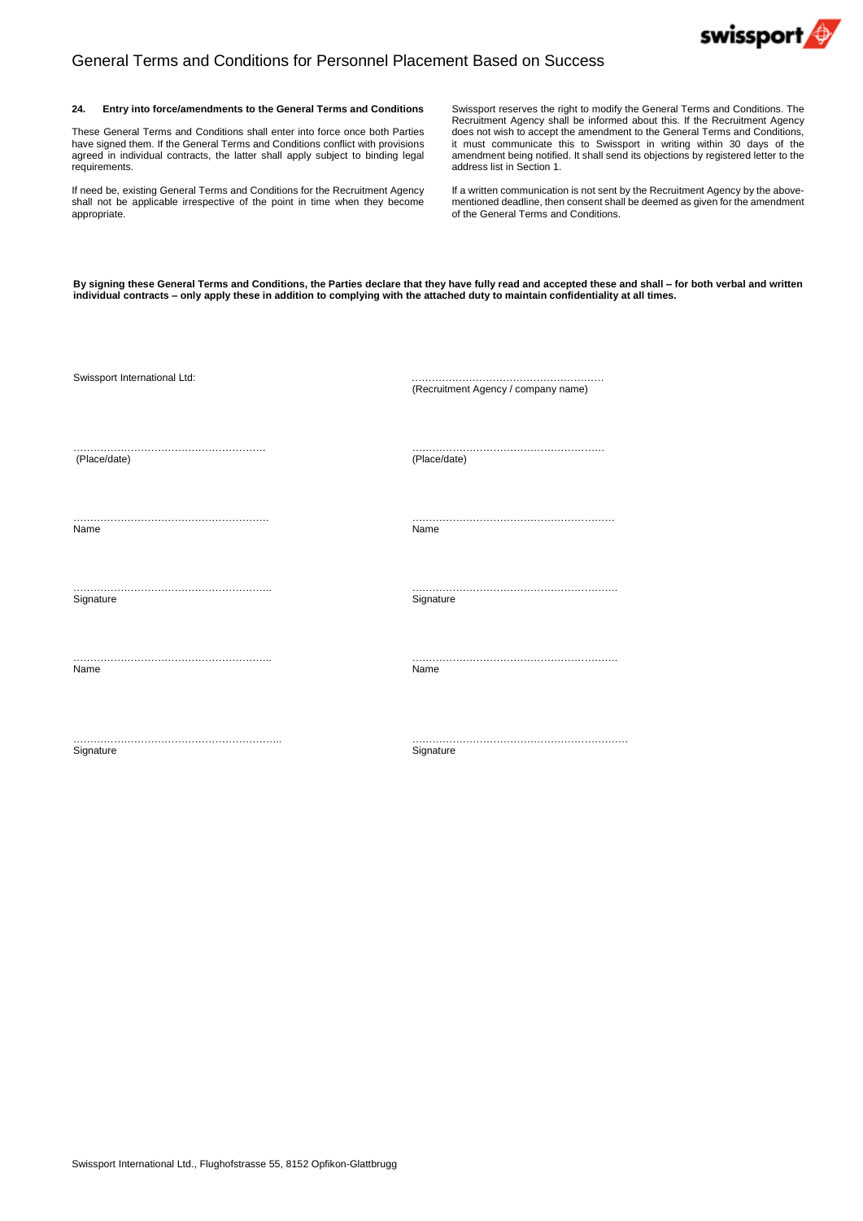### 24. Entry into force/amendments to the General Terms and Conditions

These General Terms and Conditions shall enter into force once both Parties have signed them. If the General Terms and Conditions conflict with provisions agreed in individual contracts, the latter shall apply subject to binding legal requirements.

If need be, existing General Terms and Conditions for the Recruitment Agency shall not be applicable irrespective of the point in time when they become appropriate.

Swissport reserves the right to modify the General Terms and Conditions. The Recruitment Agency shall be informed about this. If the Recruitment Agency does not wish to accept the amendment to the General Terms and Conditions, it must communicate this to Swissport in writing within 30 days of the amendment being notified. It shall send its objections by registered letter to the address list in Section 1.

If a written communication is not sent by the Recruitment Agency by the above-mentioned deadline, then consent shall be deemed as given for the amendment of the General Terms and Conditions.

**By signing these General Terms and Conditions, the Parties declare that they have fully read and accepted these and shall – for both verbal and written individual contracts – only apply these in addition to complying with the attached duty to maintain confidentiality at all times.**

| Swissport International Ltd: | …………………………………………………<br>(Recruitment Agency / company name) |
|---|---|
| …………………………………………………<br>(Place/date) | …………………………………………………<br>(Place/date) |
| …………………………………………………<br>Name | …………………………………………………<br>Name |
| …………………………………………………<br>Signature | …………………………………………………<br>Signature |
| …………………………………………………<br>Name | …………………………………………………<br>Name |
| …………………………………………………<br>Signature | …………………………………………………<br>Signature |

Swissport International Ltd., Flughofstrasse 55, 8152 Opfikon-Glattbrugg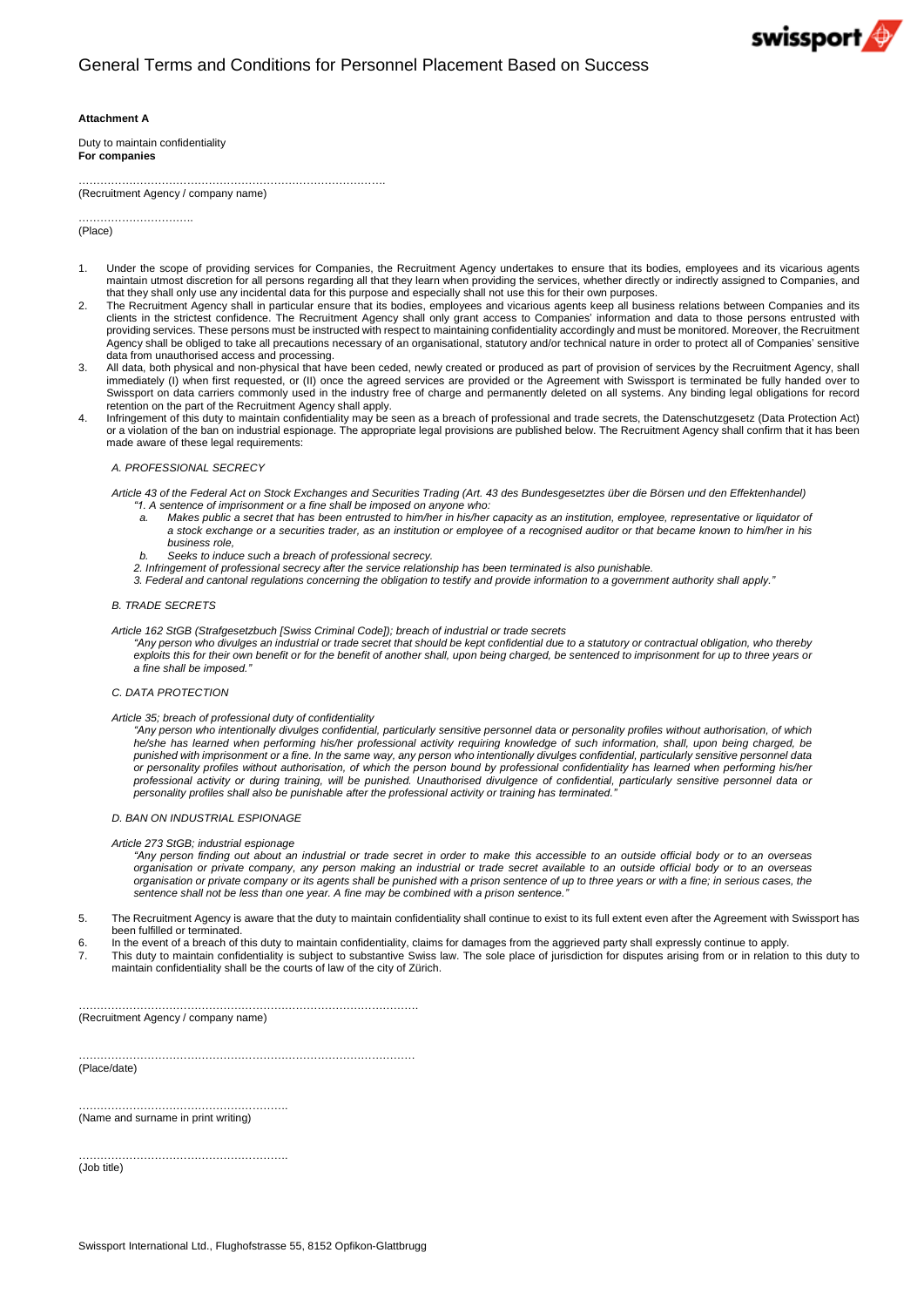# General Terms and Conditions for Personnel Placement Based on Success

**Attachment A**

Duty to maintain confidentiality
**For companies**

…………………………………………………………………………
(Recruitment Agency / company name)

…………………………..
(Place)

1. Under the scope of providing services for Companies, the Recruitment Agency undertakes to ensure that its bodies, employees and its vicarious agents maintain utmost discretion for all persons regarding all that they learn when providing the services, whether directly or indirectly assigned to Companies, and that they shall only use any incidental data for this purpose and especially shall not use this for their own purposes.
2. The Recruitment Agency shall in particular ensure that its bodies, employees and vicarious agents keep all business relations between Companies and its clients in the strictest confidence. The Recruitment Agency shall only grant access to Companies' information and data to those persons entrusted with providing services. These persons must be instructed with respect to maintaining confidentiality accordingly and must be monitored. Moreover, the Recruitment Agency shall be obliged to take all precautions necessary of an organisational, statutory and/or technical nature in order to protect all of Companies' sensitive data from unauthorised access and processing.
3. All data, both physical and non-physical that have been ceded, newly created or produced as part of provision of services by the Recruitment Agency, shall immediately (I) when first requested, or (II) once the agreed services are provided or the Agreement with Swissport is terminated be fully handed over to Swissport on data carriers commonly used in the industry free of charge and permanently deleted on all systems. Any binding legal obligations for record retention on the part of the Recruitment Agency shall apply.
4. Infringement of this duty to maintain confidentiality may be seen as a breach of professional and trade secrets, the Datenschutzgesetz (Data Protection Act) or a violation of the ban on industrial espionage. The appropriate legal provisions are published below. The Recruitment Agency shall confirm that it has been made aware of these legal requirements:

   *A. PROFESSIONAL SECRECY*

   *Article 43 of the Federal Act on Stock Exchanges and Securities Trading (Art. 43 des Bundesgesetztes über die Börsen und den Effektenhandel)*
   *"1. A sentence of imprisonment or a fine shall be imposed on anyone who:*
   *a. Makes public a secret that has been entrusted to him/her in his/her capacity as an institution, employee, representative or liquidator of a stock exchange or a securities trader, as an institution or employee of a recognised auditor or that became known to him/her in his business role,*
   *b. Seeks to induce such a breach of professional secrecy.*
   *2. Infringement of professional secrecy after the service relationship has been terminated is also punishable.*
   *3. Federal and cantonal regulations concerning the obligation to testify and provide information to a government authority shall apply."*

   *B. TRADE SECRETS*

   *Article 162 StGB (Strafgesetzbuch [Swiss Criminal Code]); breach of industrial or trade secrets*
   *"Any person who divulges an industrial or trade secret that should be kept confidential due to a statutory or contractual obligation, who thereby exploits this for their own benefit or for the benefit of another shall, upon being charged, be sentenced to imprisonment for up to three years or a fine shall be imposed."*

   *C. DATA PROTECTION*

   *Article 35; breach of professional duty of confidentiality*
   *"Any person who intentionally divulges confidential, particularly sensitive personnel data or personality profiles without authorisation, of which he/she has learned when performing his/her professional activity requiring knowledge of such information, shall, upon being charged, be punished with imprisonment or a fine. In the same way, any person who intentionally divulges confidential, particularly sensitive personnel data or personality profiles without authorisation, of which the person bound by professional confidentiality has learned when performing his/her professional activity or during training, will be punished. Unauthorised divulgence of confidential, particularly sensitive personnel data or personality profiles shall also be punishable after the professional activity or training has terminated."*

   *D. BAN ON INDUSTRIAL ESPIONAGE*

   *Article 273 StGB; industrial espionage*
   *"Any person finding out about an industrial or trade secret in order to make this accessible to an outside official body or to an overseas organisation or private company, any person making an industrial or trade secret available to an outside official body or to an overseas organisation or private company or its agents shall be punished with a prison sentence of up to three years or with a fine; in serious cases, the sentence shall not be less than one year. A fine may be combined with a prison sentence."*

5. The Recruitment Agency is aware that the duty to maintain confidentiality shall continue to exist to its full extent even after the Agreement with Swissport has been fulfilled or terminated.
6. In the event of a breach of this duty to maintain confidentiality, claims for damages from the aggrieved party shall expressly continue to apply.
7. This duty to maintain confidentiality is subject to substantive Swiss law. The sole place of jurisdiction for disputes arising from or in relation to this duty to maintain confidentiality shall be the courts of law of the city of Zürich.

………………………………………………………………………………
(Recruitment Agency / company name)

………………………………………………………………………………
(Place/date)

…………………………………………………
(Name and surname in print writing)

…………………………………………………
(Job title)

Swissport International Ltd., Flughofstrasse 55, 8152 Opfikon-Glattbrugg